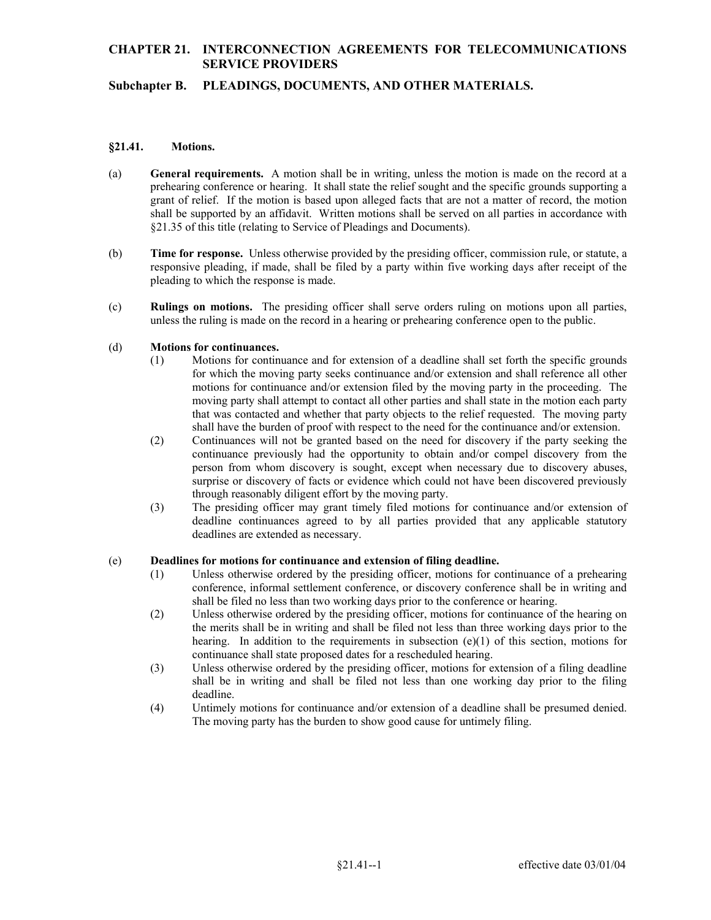# CHAPTER 21. INTERCONNECTION AGREEMENTS FOR TELECOMMUNICATIONS SERVICE PROVIDERS

## Subchapter B. PLEADINGS, DOCUMENTS, AND OTHER MATERIALS.

### §21.41. Motions.

(a) **General requirements.** A motion shall be in writing, unless the motion is made on the record at a prehearing conference or hearing. It shall state the relief sought and the specific grounds supporting a grant of relief. If the motion is based upon alleged facts that are not a matter of record, the motion shall be supported by an affidavit. Written motions shall be served on all parties in accordance with §21.35 of this title (relating to Service of Pleadings and Documents).

(b) **Time for response.** Unless otherwise provided by the presiding officer, commission rule, or statute, a responsive pleading, if made, shall be filed by a party within five working days after receipt of the pleading to which the response is made.

(c) **Rulings on motions.** The presiding officer shall serve orders ruling on motions upon all parties, unless the ruling is made on the record in a hearing or prehearing conference open to the public.

(d) **Motions for continuances.**

(1) Motions for continuance and for extension of a deadline shall set forth the specific grounds for which the moving party seeks continuance and/or extension and shall reference all other motions for continuance and/or extension filed by the moving party in the proceeding. The moving party shall attempt to contact all other parties and shall state in the motion each party that was contacted and whether that party objects to the relief requested. The moving party shall have the burden of proof with respect to the need for the continuance and/or extension.

(2) Continuances will not be granted based on the need for discovery if the party seeking the continuance previously had the opportunity to obtain and/or compel discovery from the person from whom discovery is sought, except when necessary due to discovery abuses, surprise or discovery of facts or evidence which could not have been discovered previously through reasonably diligent effort by the moving party.

(3) The presiding officer may grant timely filed motions for continuance and/or extension of deadline continuances agreed to by all parties provided that any applicable statutory deadlines are extended as necessary.

(e) **Deadlines for motions for continuance and extension of filing deadline.**

(1) Unless otherwise ordered by the presiding officer, motions for continuance of a prehearing conference, informal settlement conference, or discovery conference shall be in writing and shall be filed no less than two working days prior to the conference or hearing.

(2) Unless otherwise ordered by the presiding officer, motions for continuance of the hearing on the merits shall be in writing and shall be filed not less than three working days prior to the hearing. In addition to the requirements in subsection (e)(1) of this section, motions for continuance shall state proposed dates for a rescheduled hearing.

(3) Unless otherwise ordered by the presiding officer, motions for extension of a filing deadline shall be in writing and shall be filed not less than one working day prior to the filing deadline.

(4) Untimely motions for continuance and/or extension of a deadline shall be presumed denied. The moving party has the burden to show good cause for untimely filing.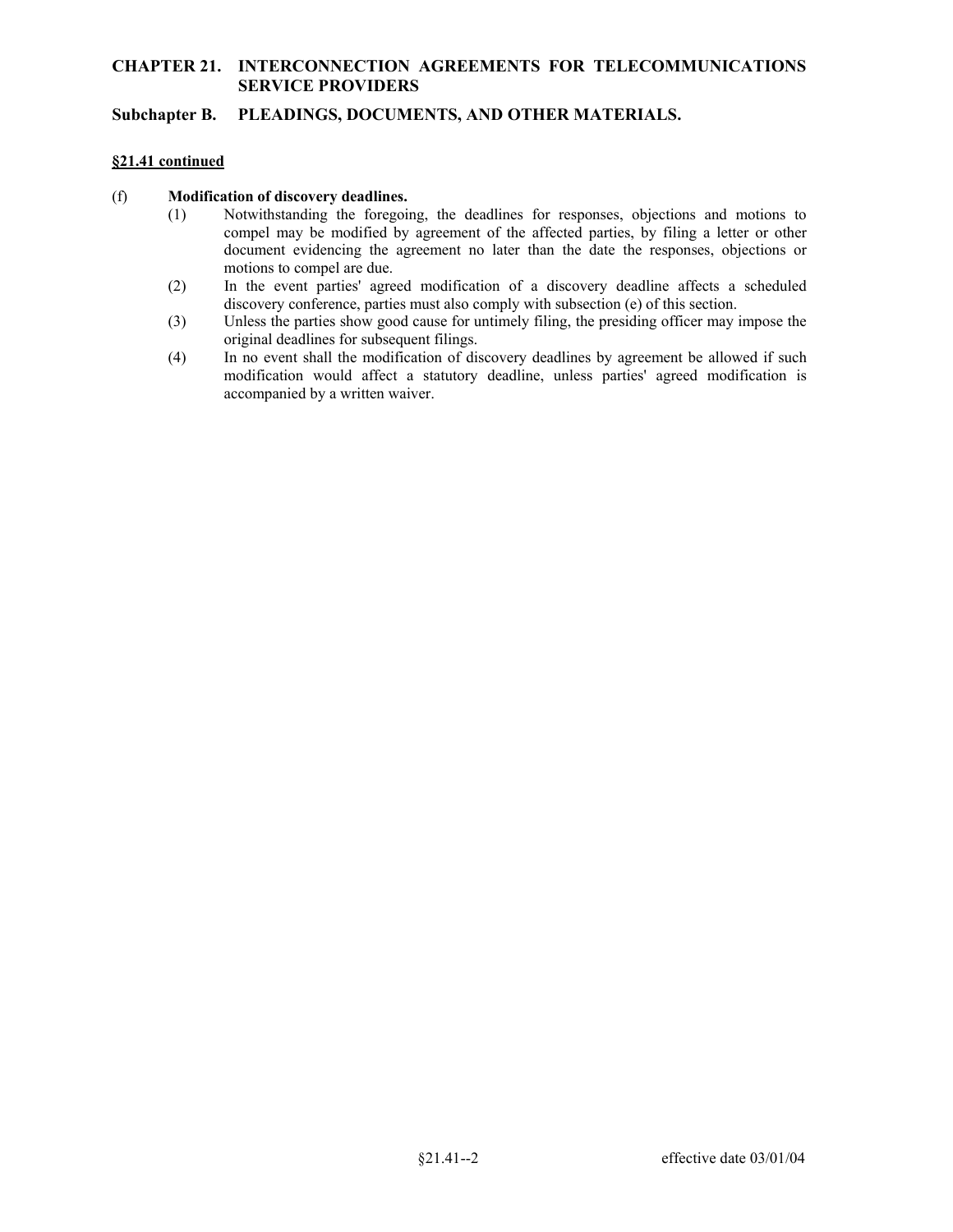**§21.41 continued**

(f) **Modification of discovery deadlines.**

(1) Notwithstanding the foregoing, the deadlines for responses, objections and motions to compel may be modified by agreement of the affected parties, by filing a letter or other document evidencing the agreement no later than the date the responses, objections or motions to compel are due.

(2) In the event parties' agreed modification of a discovery deadline affects a scheduled discovery conference, parties must also comply with subsection (e) of this section.

(3) Unless the parties show good cause for untimely filing, the presiding officer may impose the original deadlines for subsequent filings.

(4) In no event shall the modification of discovery deadlines by agreement be allowed if such modification would affect a statutory deadline, unless parties' agreed modification is accompanied by a written waiver.